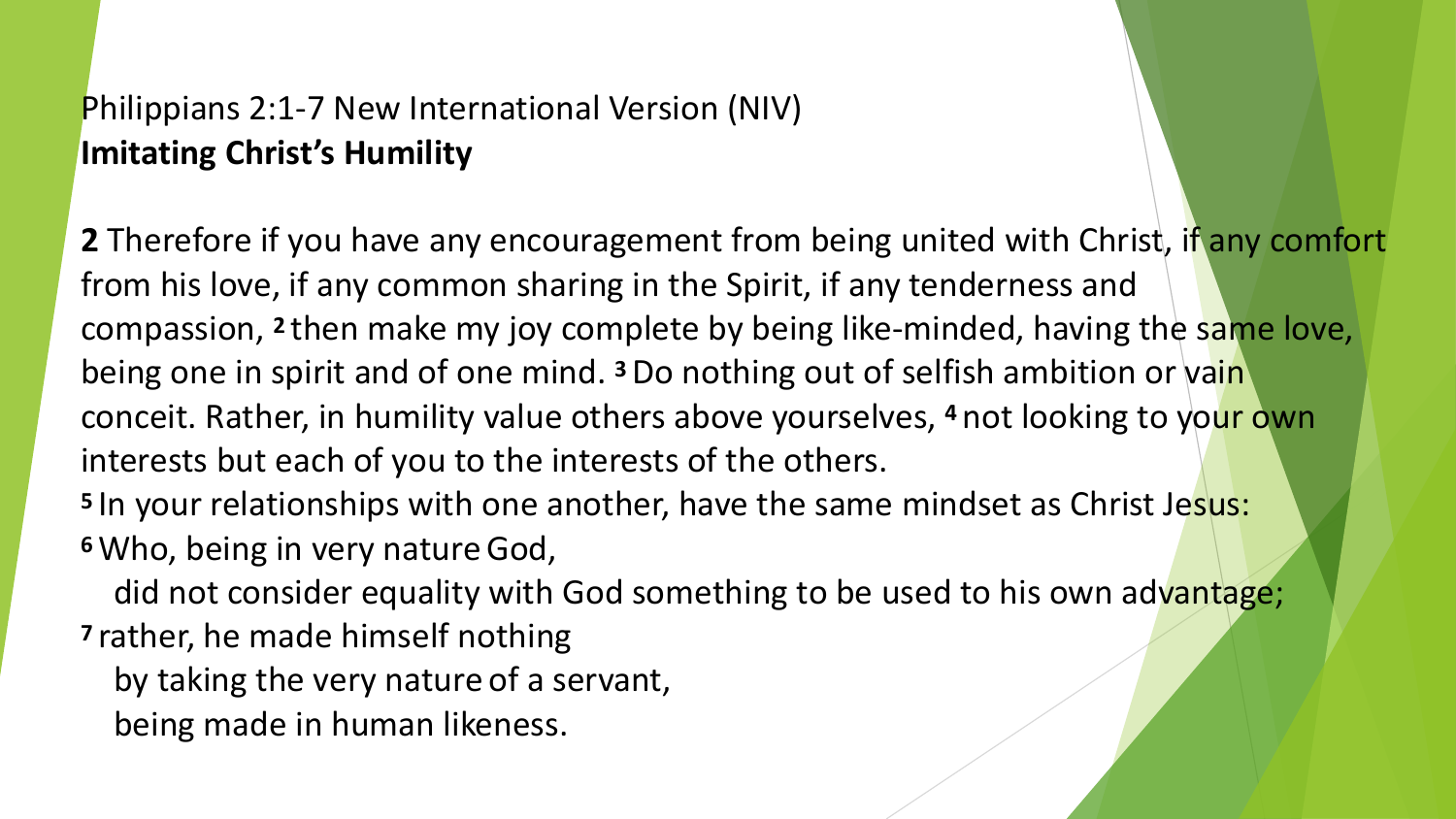Philippians 2:1-7 New International Version (NIV)
**Imitating Christ's Humility**

**2** Therefore if you have any encouragement from being united with Christ, if any comfort from his love, if any common sharing in the Spirit, if any tenderness and compassion, **2** then make my joy complete by being like-minded, having the same love, being one in spirit and of one mind. **3** Do nothing out of selfish ambition or vain conceit. Rather, in humility value others above yourselves, **4** not looking to your own interests but each of you to the interests of the others.

**5** In your relationships with one another, have the same mindset as Christ Jesus:

**6** Who, being in very nature God,
did not consider equality with God something to be used to his own advantage;

**7** rather, he made himself nothing
by taking the very nature of a servant,
being made in human likeness.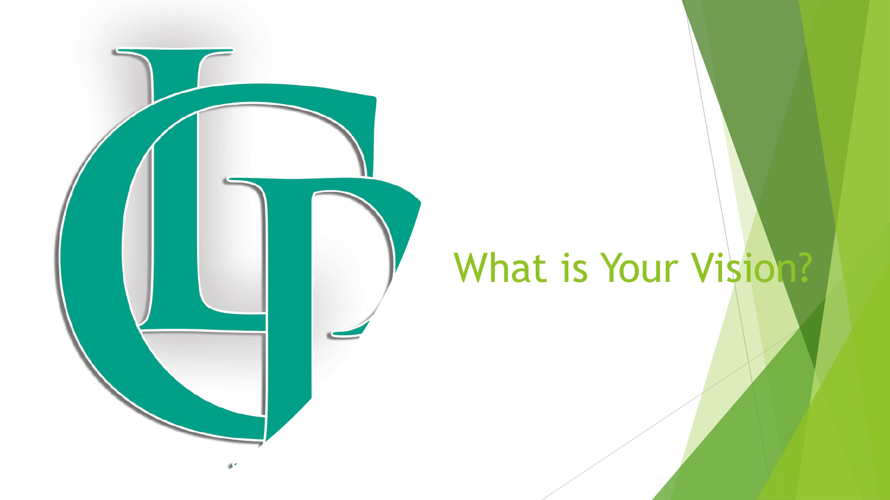# What is Your Vision?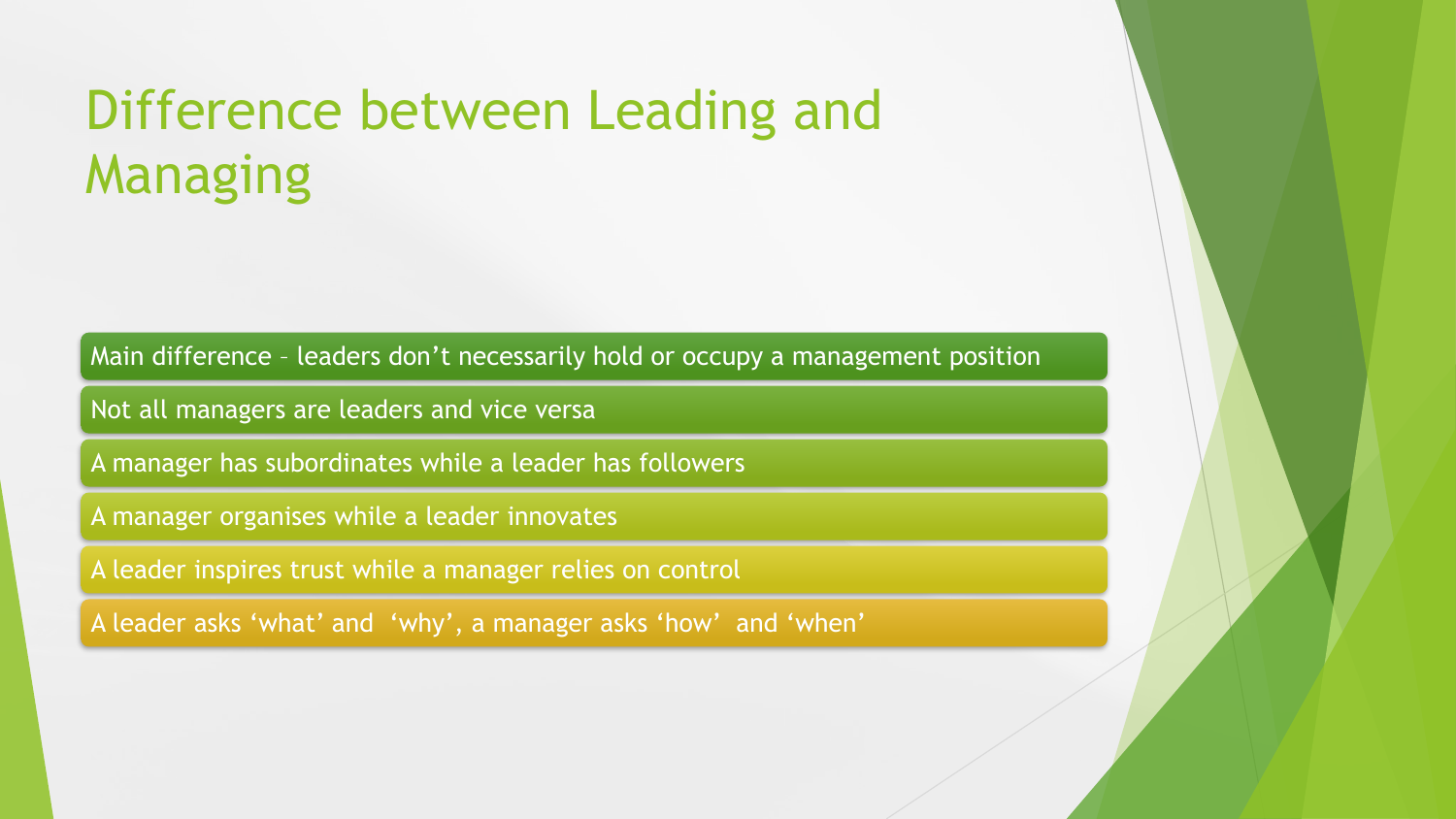# Difference between Leading and Managing

- Main difference – leaders don’t necessarily hold or occupy a management position
- Not all managers are leaders and vice versa
- A manager has subordinates while a leader has followers
- A manager organises while a leader innovates
- A leader inspires trust while a manager relies on control
- A leader asks ‘what’ and ‘why’, a manager asks ‘how’ and ‘when’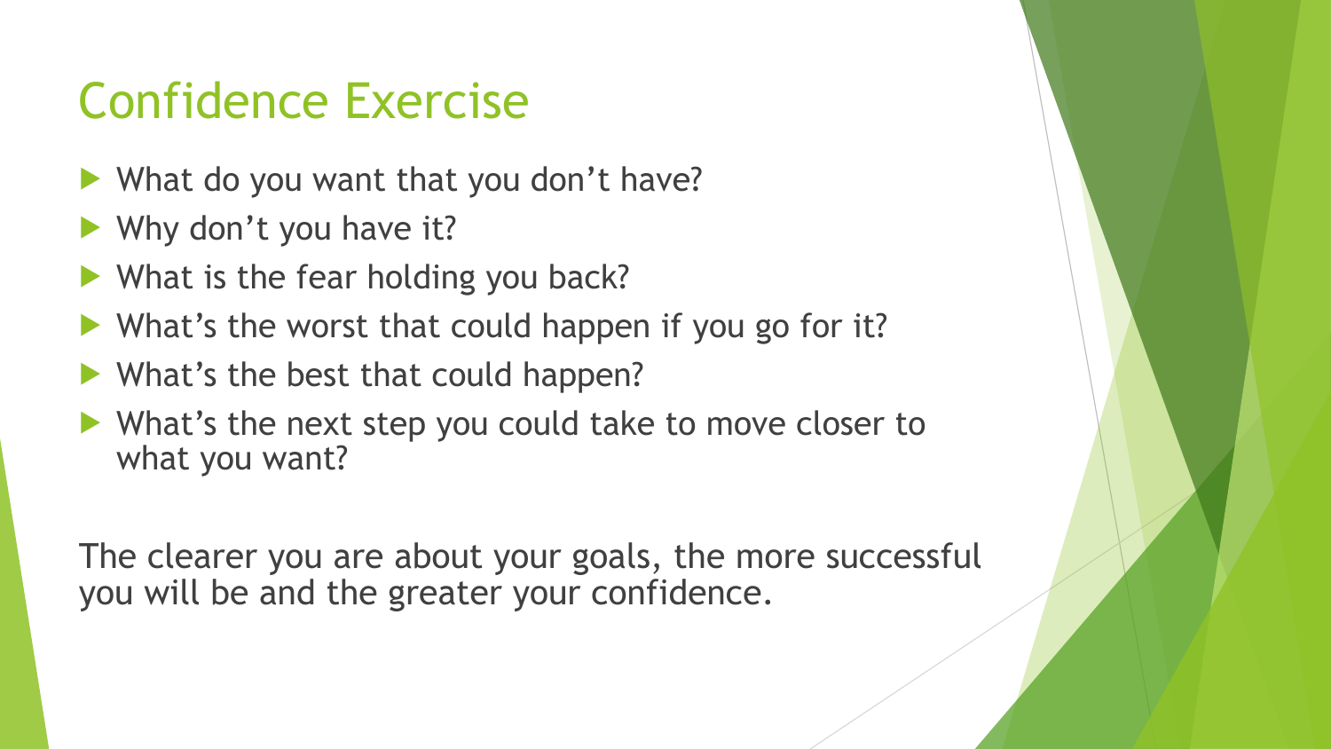# Confidence Exercise

- What do you want that you don't have?
- Why don't you have it?
- What is the fear holding you back?
- What's the worst that could happen if you go for it?
- What's the best that could happen?
- What's the next step you could take to move closer to what you want?

The clearer you are about your goals, the more successful you will be and the greater your confidence.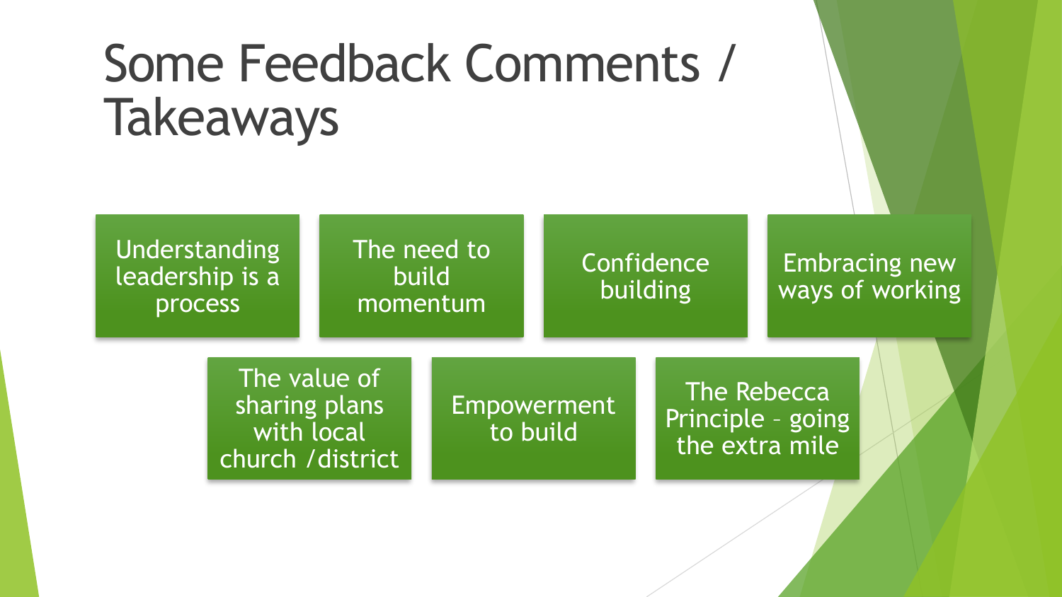# Some Feedback Comments / Takeaways

- Understanding leadership is a process
- The need to build momentum
- Confidence building
- Embracing new ways of working
- The value of sharing plans with local church /district
- Empowerment to build
- The Rebecca Principle – going the extra mile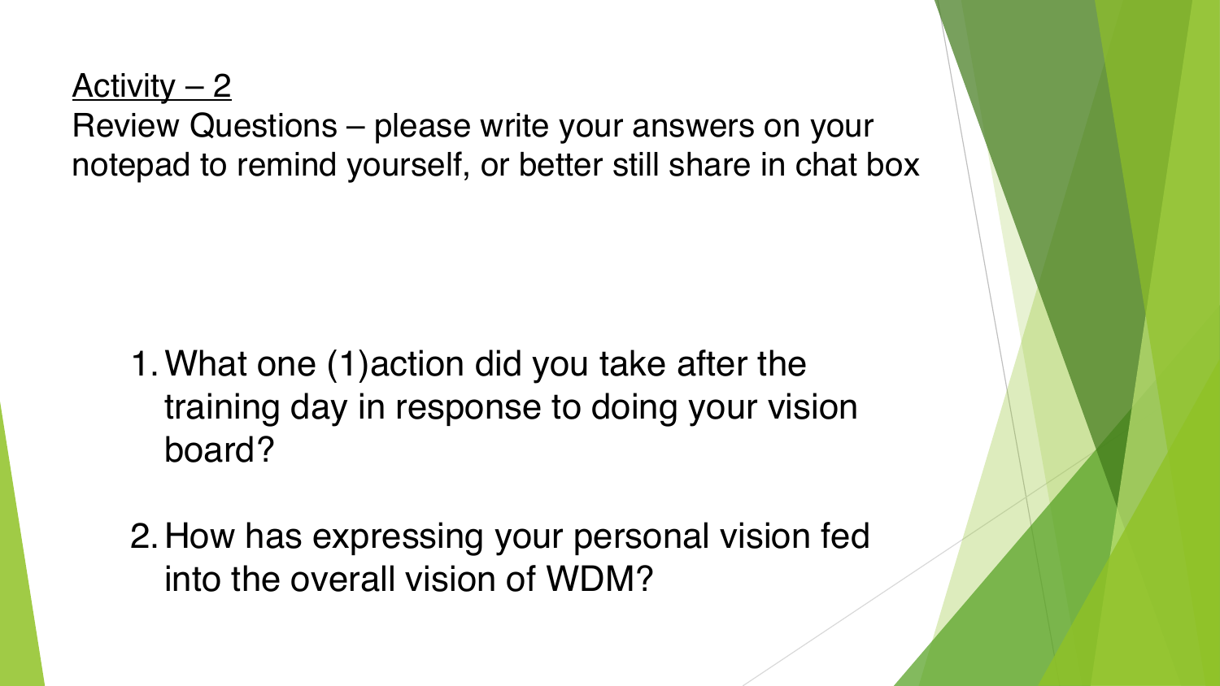<u>Activity – 2</u>

Review Questions – please write your answers on your notepad to remind yourself, or better still share in chat box

1. What one (1)action did you take after the training day in response to doing your vision board?

2. How has expressing your personal vision fed into the overall vision of WDM?